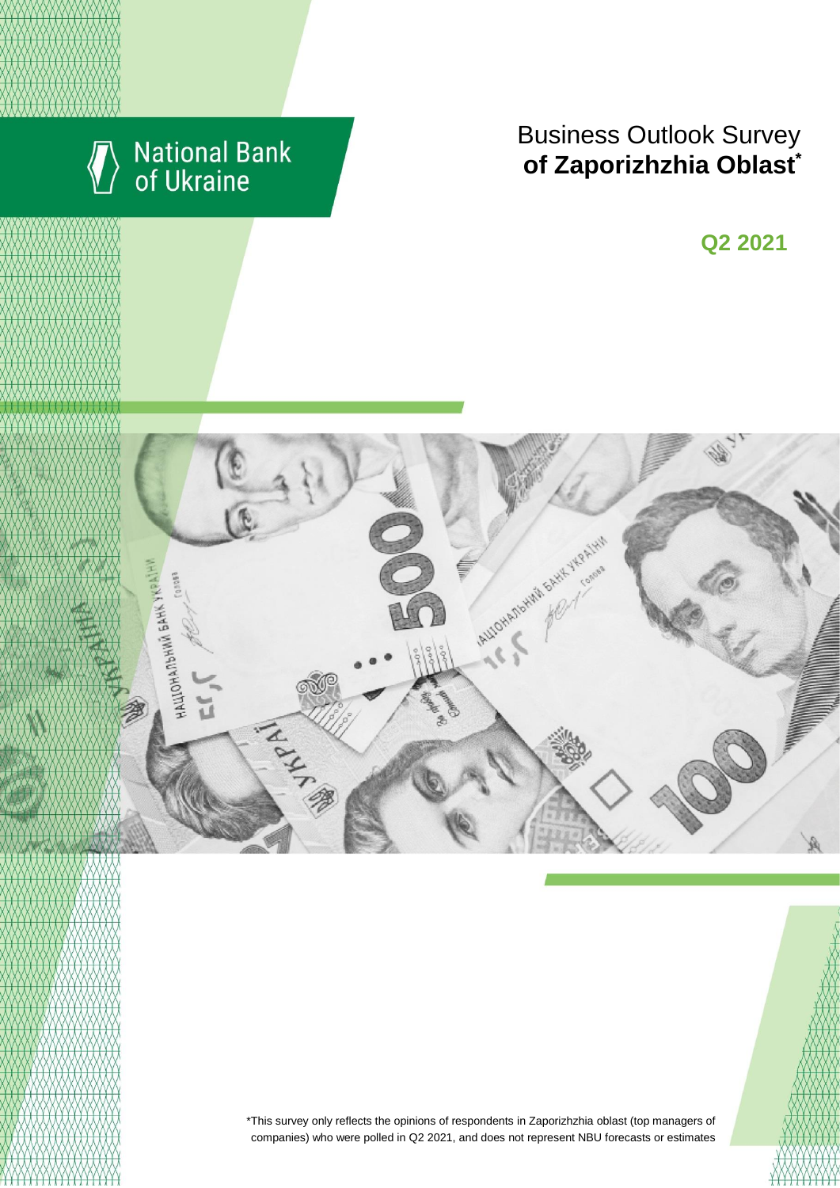National Bank of Ukraine

# Business Outlook Survey **of Zaporizhzhia Oblast***

**Q2 2021**

*This survey only reflects the opinions of respondents in Zaporizhzhia oblast (top managers of companies) who were polled in Q2 2021, and does not represent NBU forecasts or estimates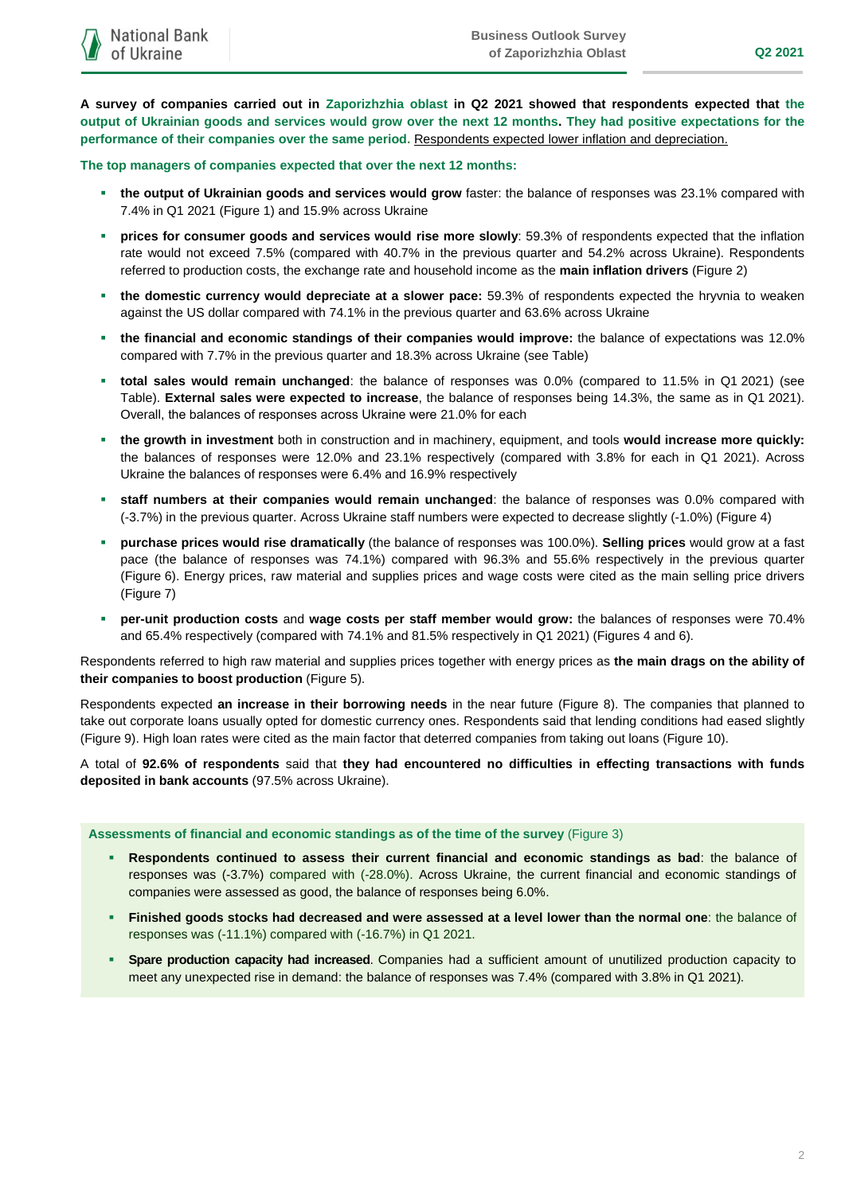**A survey of companies carried out in Zaporizhzhia oblast in Q2 2021 showed that respondents expected that the output of Ukrainian goods and services would grow over the next 12 months. They had positive expectations for the performance of their companies over the same period.** Respondents expected lower inflation and depreciation.

**The top managers of companies expected that over the next 12 months:**

- **the output of Ukrainian goods and services would grow** faster: the balance of responses was 23.1% compared with 7.4% in Q1 2021 (Figure 1) and 15.9% across Ukraine
- **prices for consumer goods and services would rise more slowly**: 59.3% of respondents expected that the inflation rate would not exceed 7.5% (compared with 40.7% in the previous quarter and 54.2% across Ukraine). Respondents referred to production costs, the exchange rate and household income as the **main inflation drivers** (Figure 2)
- **the domestic currency would depreciate at a slower pace:** 59.3% of respondents expected the hryvnia to weaken against the US dollar compared with 74.1% in the previous quarter and 63.6% across Ukraine
- **the financial and economic standings of their companies would improve:** the balance of expectations was 12.0% compared with 7.7% in the previous quarter and 18.3% across Ukraine (see Table)
- **total sales would remain unchanged**: the balance of responses was 0.0% (compared to 11.5% in Q1 2021) (see Table). **External sales were expected to increase**, the balance of responses being 14.3%, the same as in Q1 2021). Overall, the balances of responses across Ukraine were 21.0% for each
- **the growth in investment** both in construction and in machinery, equipment, and tools **would increase more quickly:** the balances of responses were 12.0% and 23.1% respectively (compared with 3.8% for each in Q1 2021). Across Ukraine the balances of responses were 6.4% and 16.9% respectively
- **staff numbers at their companies would remain unchanged**: the balance of responses was 0.0% compared with (-3.7%) in the previous quarter. Across Ukraine staff numbers were expected to decrease slightly (-1.0%) (Figure 4)
- **purchase prices would rise dramatically** (the balance of responses was 100.0%). **Selling prices** would grow at a fast pace (the balance of responses was 74.1%) compared with 96.3% and 55.6% respectively in the previous quarter (Figure 6). Energy prices, raw material and supplies prices and wage costs were cited as the main selling price drivers (Figure 7)
- **per-unit production costs** and **wage costs per staff member would grow:** the balances of responses were 70.4% and 65.4% respectively (compared with 74.1% and 81.5% respectively in Q1 2021) (Figures 4 and 6).

Respondents referred to high raw material and supplies prices together with energy prices as **the main drags on the ability of their companies to boost production** (Figure 5).

Respondents expected **an increase in their borrowing needs** in the near future (Figure 8). The companies that planned to take out corporate loans usually opted for domestic currency ones. Respondents said that lending conditions had eased slightly (Figure 9). High loan rates were cited as the main factor that deterred companies from taking out loans (Figure 10).

A total of **92.6% of respondents** said that **they had encountered no difficulties in effecting transactions with funds deposited in bank accounts** (97.5% across Ukraine).

**Assessments of financial and economic standings as of the time of the survey** (Figure 3)

- **Respondents continued to assess their current financial and economic standings as bad**: the balance of responses was (-3.7%) compared with (-28.0%). Across Ukraine, the current financial and economic standings of companies were assessed as good, the balance of responses being 6.0%.
- **Finished goods stocks had decreased and were assessed at a level lower than the normal one**: the balance of responses was (-11.1%) compared with (-16.7%) in Q1 2021.
- **Spare production capacity had increased**. Companies had a sufficient amount of unutilized production capacity to meet any unexpected rise in demand: the balance of responses was 7.4% (compared with 3.8% in Q1 2021).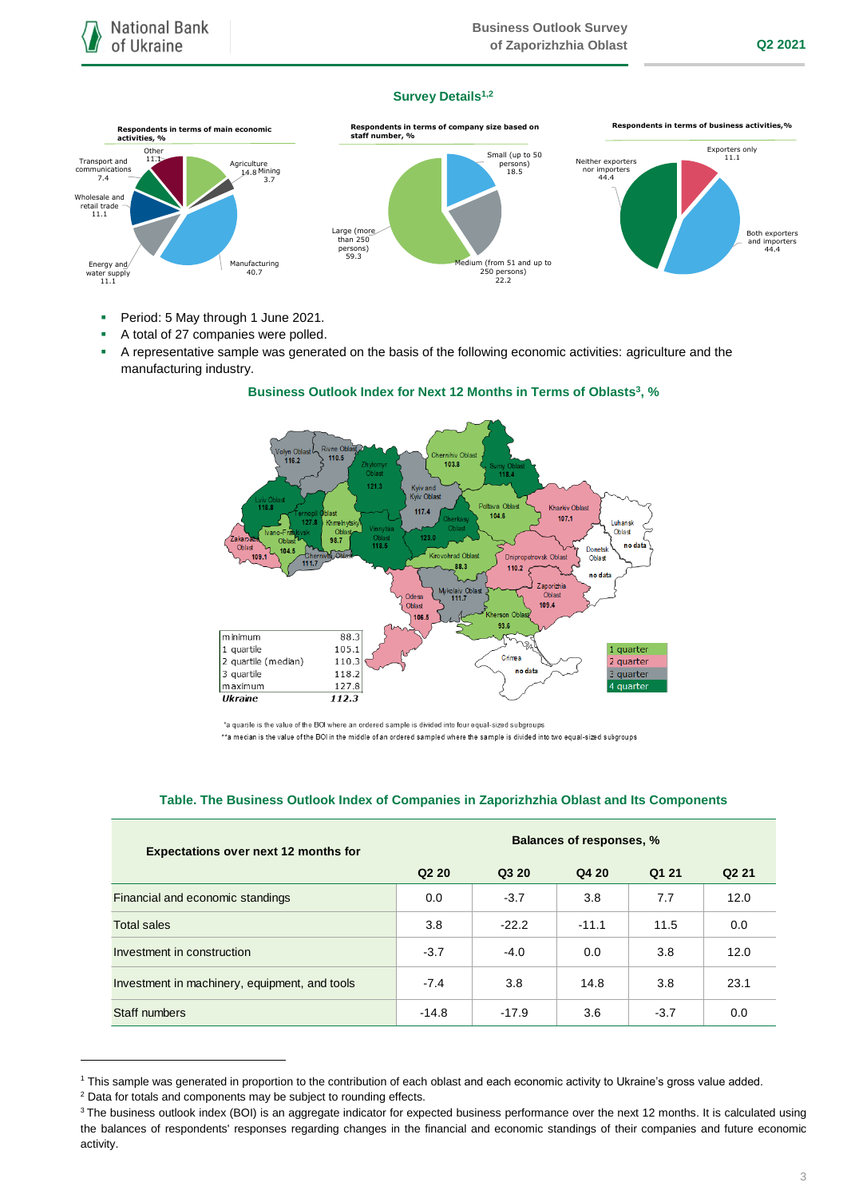## Survey Details[1,2]

**Respondents in terms of main economic activities, %**

Agriculture 14.8; Mining 3.7; Manufacturing 40.7; Energy and water supply 11.1; Wholesale and retail trade 11.1; Transport and communications 7.4; Other 11.1

**Respondents in terms of company size based on staff number, %**

Small (up to 50 persons) 18.5; Medium (from 51 and up to 250 persons) 22.2; Large (more than 250 persons) 59.3

**Respondents in terms of business activities, %**

Exporters only 11.1; Both exporters and importers 44.4; Neither exporters nor importers 44.4

- Period: 5 May through 1 June 2021.
- A total of 27 companies were polled.
- A representative sample was generated on the basis of the following economic activities: agriculture and the manufacturing industry.

### Business Outlook Index for Next 12 Months in Terms of Oblasts[3], %

| | |
|---|---|
| minimum | 88.3 |
| 1 quartile | 105.1 |
| 2 quartile (median) | 110.3 |
| 3 quartile | 118.2 |
| maximum | 127.8 |
| *Ukraine* | *112.3* |

Volyn Oblast 116.2; Rivne Oblast 110.5; Zhytomyr Oblast 121.3; Kyiv and Kyiv Oblast 117.4; Chernihiv Oblast 103.8; Sumy Oblast 118.4; Lviv Oblast 118.8; Ternopil Oblast 127.8; Khmelnytskyi Oblast 98.7; Ivano-Frankivsk Oblast 104.5; Zakarpattia Oblast 109.1; Chernivtsi Oblast 111.7; Vinnytsia Oblast 115.6; Cherkasy Oblast 123.0; Poltava Oblast 104.6; Kharkiv Oblast 107.1; Luhansk Oblast no data; Donetsk Oblast no data; Kirovohrad Oblast 88.3; Dnipropetrovsk Oblast 110.2; Zaporizhzhia Oblast 109.4; Odesa Oblast 106.5; Mykolaiv Oblast 111.7; Kherson Oblast 93.6; Crimea no data

1 quarter; 2 quarter; 3 quarter; 4 quarter

*a quartile is the value of the BOI where an ordered sample is divided into four equal-sized subgroups

**a median is the value of the BOI in the middle of an ordered sampled where the sample is divided into two equal-sized subgroups

### Table. The Business Outlook Index of Companies in Zaporizhzhia Oblast and Its Components

| Expectations over next 12 months for | Balances of responses, % | | | | |
|---|---|---|---|---|---|
| | Q2 20 | Q3 20 | Q4 20 | Q1 21 | Q2 21 |
| Financial and economic standings | 0.0 | -3.7 | 3.8 | 7.7 | 12.0 |
| Total sales | 3.8 | -22.2 | -11.1 | 11.5 | 0.0 |
| Investment in construction | -3.7 | -4.0 | 0.0 | 3.8 | 12.0 |
| Investment in machinery, equipment, and tools | -7.4 | 3.8 | 14.8 | 3.8 | 23.1 |
| Staff numbers | -14.8 | -17.9 | 3.6 | -3.7 | 0.0 |

[1] This sample was generated in proportion to the contribution of each oblast and each economic activity to Ukraine's gross value added.
[2] Data for totals and components may be subject to rounding effects.
[3] The business outlook index (BOI) is an aggregate indicator for expected business performance over the next 12 months. It is calculated using the balances of respondents' responses regarding changes in the financial and economic standings of their companies and future economic activity.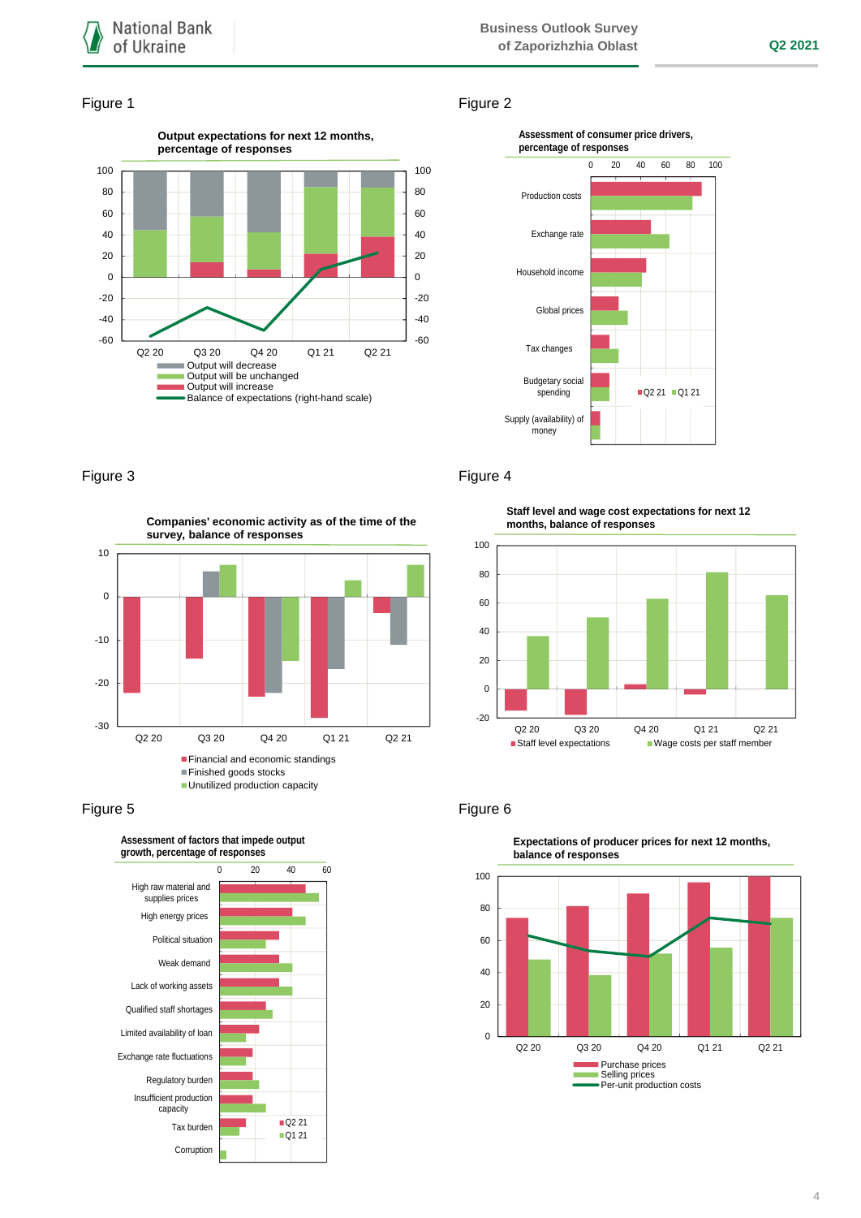### Figure 1

**Output expectations for next 12 months, percentage of responses**

Q2 20, Q3 20, Q4 20, Q1 21, Q2 21

- Output will decrease
- Output will be unchanged
- Output will increase
- Balance of expectations (right-hand scale)

### Figure 2

**Assessment of consumer price drivers, percentage of responses**

Production costs, Exchange rate, Household income, Global prices, Tax changes, Budgetary social spending, Supply (availability) of money

- Q2 21
- Q1 21

### Figure 3

**Companies' economic activity as of the time of the survey, balance of responses**

Q2 20, Q3 20, Q4 20, Q1 21, Q2 21

- Financial and economic standings
- Finished goods stocks
- Unutilized production capacity

### Figure 4

**Staff level and wage cost expectations for next 12 months, balance of responses**

Q2 20, Q3 20, Q4 20, Q1 21, Q2 21

- Staff level expectations
- Wage costs per staff member

### Figure 5

**Assessment of factors that impede output growth, percentage of responses**

High raw material and supplies prices, High energy prices, Political situation, Weak demand, Lack of working assets, Qualified staff shortages, Limited availability of loan, Exchange rate fluctuations, Regulatory burden, Insufficient production capacity, Tax burden, Corruption

- Q2 21
- Q1 21

### Figure 6

**Expectations of producer prices for next 12 months, balance of responses**

Q2 20, Q3 20, Q4 20, Q1 21, Q2 21

- Purchase prices
- Selling prices
- Per-unit production costs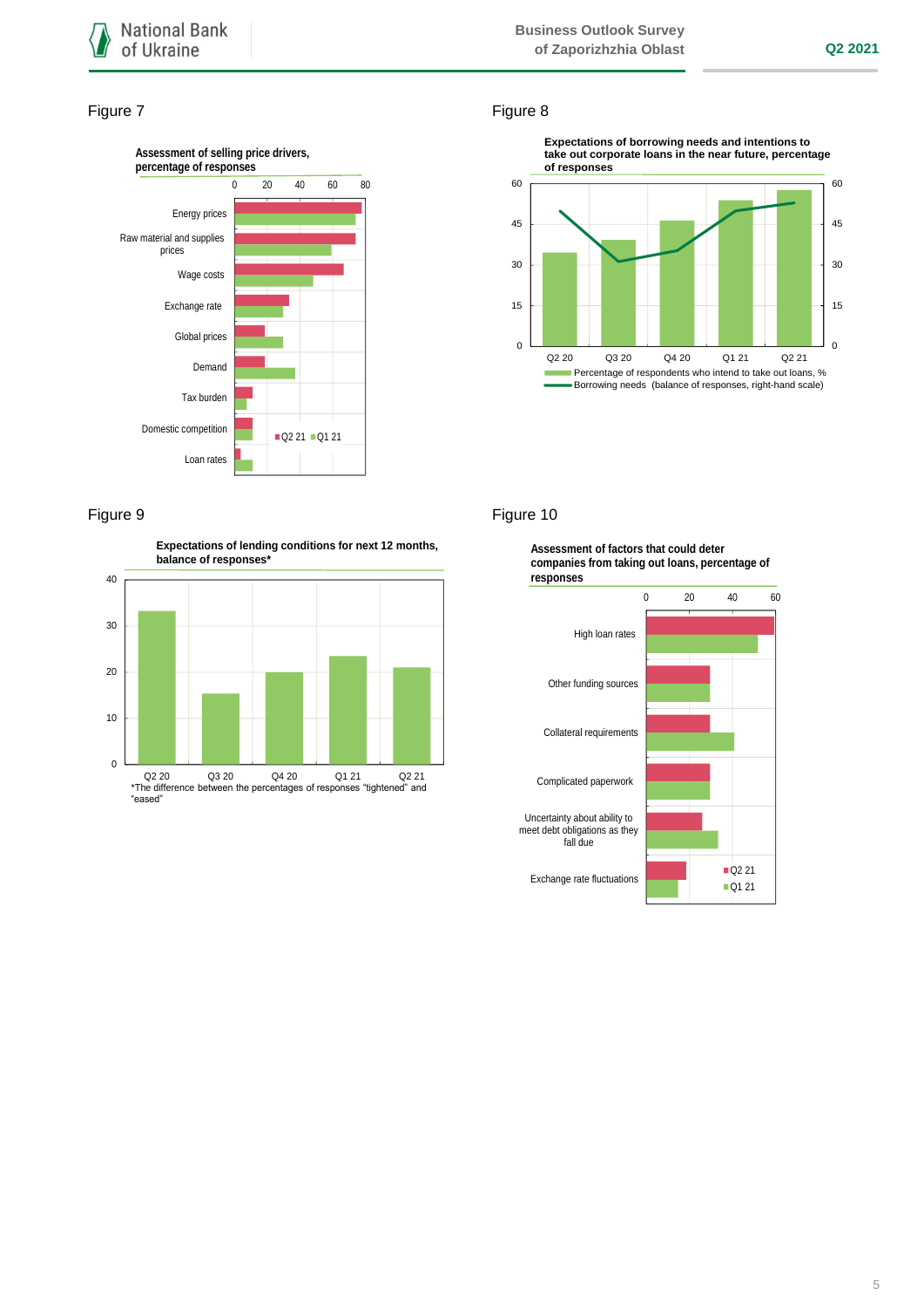Figure 7

**Assessment of selling price drivers, percentage of responses**

0 20 40 60 80

Energy prices

Raw material and supplies prices

Wage costs

Exchange rate

Global prices

Demand

Tax burden

Domestic competition

Loan rates

Q2 21 Q1 21

Figure 8

**Expectations of borrowing needs and intentions to take out corporate loans in the near future, percentage of responses**

60 45 30 15 0

Q2 20 Q3 20 Q4 20 Q1 21 Q2 21

Percentage of respondents who intend to take out loans, %

Borrowing needs (balance of responses, right-hand scale)

Figure 9

**Expectations of lending conditions for next 12 months, balance of responses***

40 30 20 10 0

Q2 20 Q3 20 Q4 20 Q1 21 Q2 21

*The difference between the percentages of responses "tightened" and "eased"

Figure 10

**Assessment of factors that could deter companies from taking out loans, percentage of responses**

0 20 40 60

High loan rates

Other funding sources

Collateral requirements

Complicated paperwork

Uncertainty about ability to meet debt obligations as they fall due

Exchange rate fluctuations

Q2 21 Q1 21